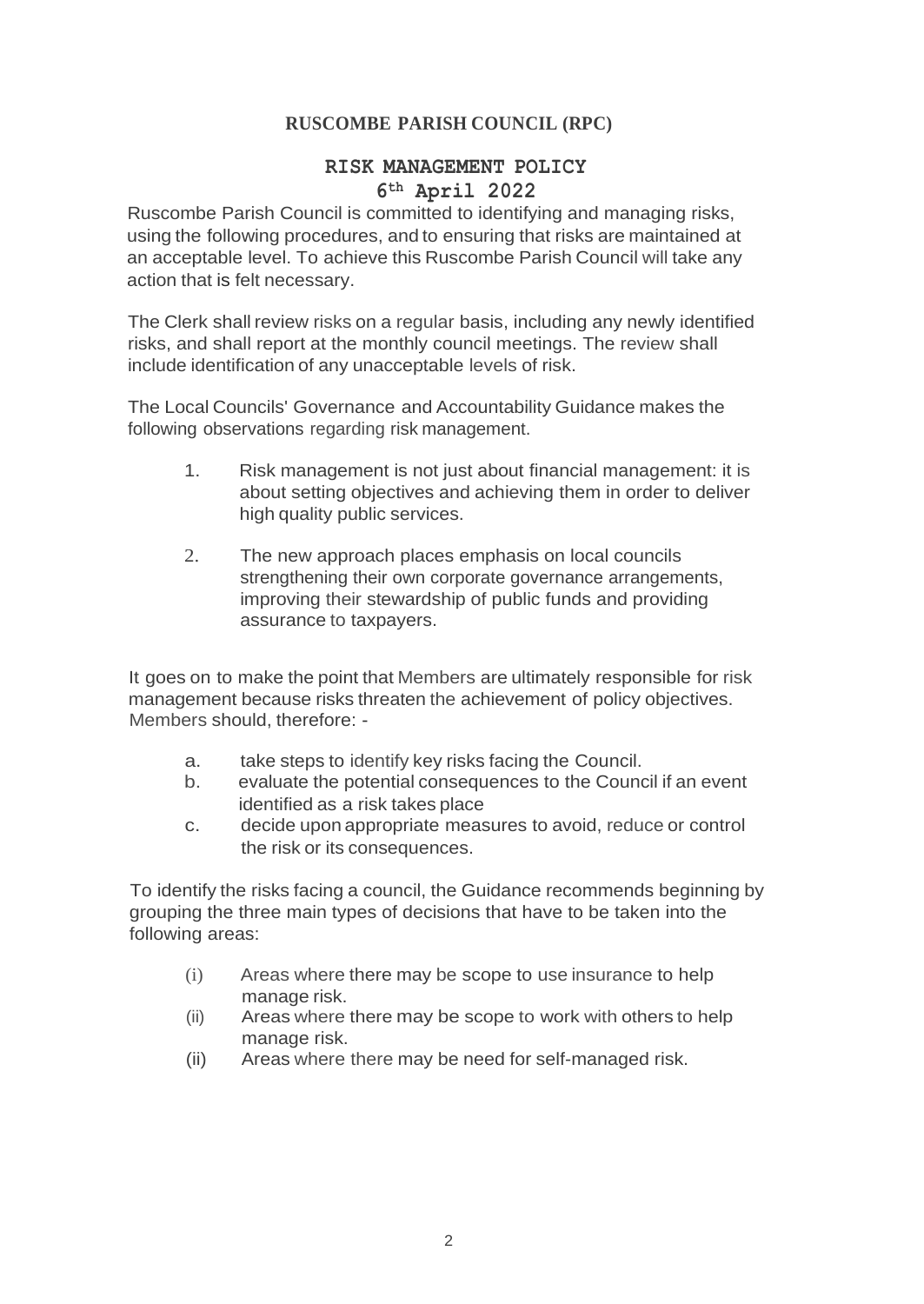# RUSCOMBE PARISH COUNCIL (RPC)

## RISK MANAGEMENT POLICY
## 6th April 2022

Ruscombe Parish Council is committed to identifying and managing risks, using the following procedures, and to ensuring that risks are maintained at an acceptable level. To achieve this Ruscombe Parish Council will take any action that is felt necessary.

The Clerk shall review risks on a regular basis, including any newly identified risks, and shall report at the monthly council meetings. The review shall include identification of any unacceptable levels of risk.

The Local Councils' Governance and Accountability Guidance makes the following observations regarding risk management.

1. Risk management is not just about financial management: it is about setting objectives and achieving them in order to deliver high quality public services.
2. The new approach places emphasis on local councils strengthening their own corporate governance arrangements, improving their stewardship of public funds and providing assurance to taxpayers.

It goes on to make the point that Members are ultimately responsible for risk management because risks threaten the achievement of policy objectives. Members should, therefore: -

a. take steps to identify key risks facing the Council.
b. evaluate the potential consequences to the Council if an event identified as a risk takes place
c. decide upon appropriate measures to avoid, reduce or control the risk or its consequences.

To identify the risks facing a council, the Guidance recommends beginning by grouping the three main types of decisions that have to be taken into the following areas:

(i) Areas where there may be scope to use insurance to help manage risk.
(ii) Areas where there may be scope to work with others to help manage risk.
(ii) Areas where there may be need for self-managed risk.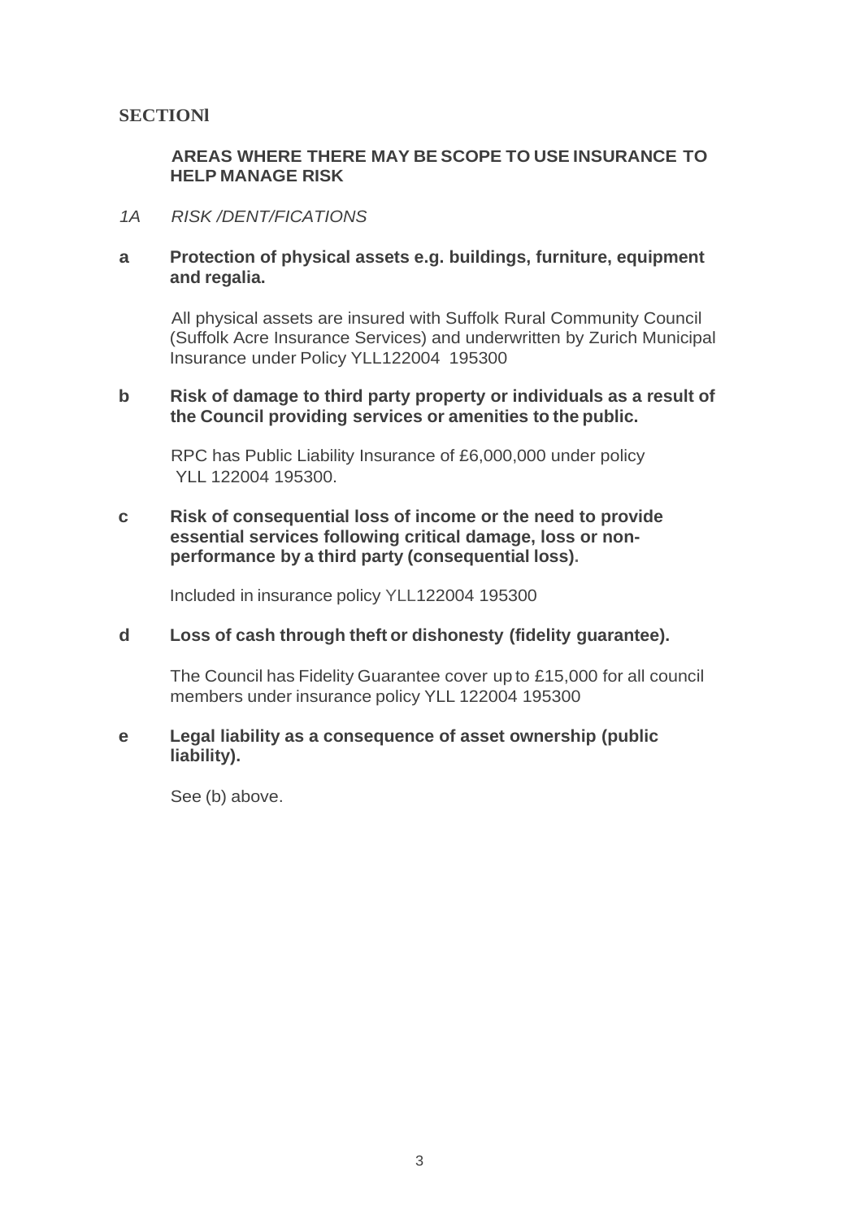## SECTIONl

### AREAS WHERE THERE MAY BE SCOPE TO USE INSURANCE TO HELP MANAGE RISK

*1A RISK /DENT/FICATIONS*

**a Protection of physical assets e.g. buildings, furniture, equipment and regalia.**

All physical assets are insured with Suffolk Rural Community Council (Suffolk Acre Insurance Services) and underwritten by Zurich Municipal Insurance under Policy YLL122004 195300

**b Risk of damage to third party property or individuals as a result of the Council providing services or amenities to the public.**

RPC has Public Liability Insurance of £6,000,000 under policy YLL 122004 195300.

**c Risk of consequential loss of income or the need to provide essential services following critical damage, loss or non-performance by a third party (consequential loss).**

Included in insurance policy YLL122004 195300

**d Loss of cash through theft or dishonesty (fidelity guarantee).**

The Council has Fidelity Guarantee cover up to £15,000 for all council members under insurance policy YLL 122004 195300

**e Legal liability as a consequence of asset ownership (public liability).**

See (b) above.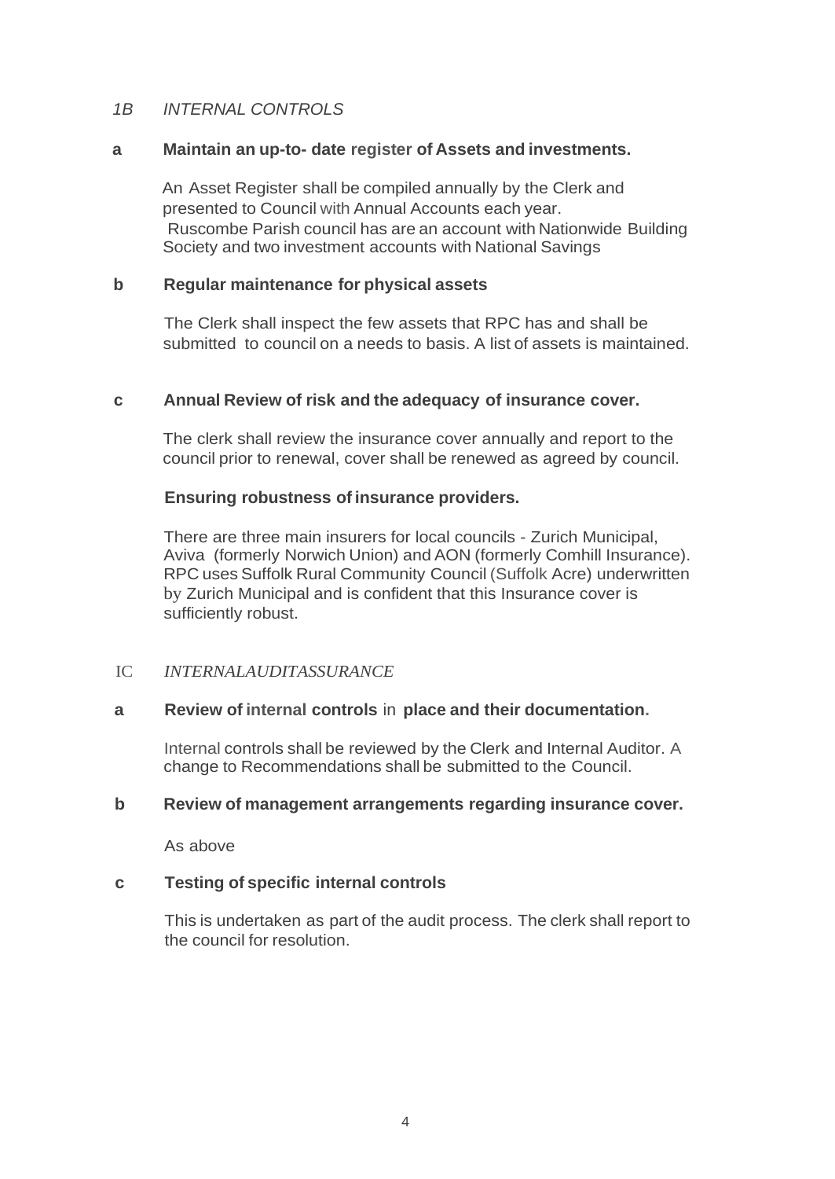*1B INTERNAL CONTROLS*

**a Maintain an up-to- date register of Assets and investments.**

An Asset Register shall be compiled annually by the Clerk and presented to Council with Annual Accounts each year.
Ruscombe Parish council has are an account with Nationwide Building Society and two investment accounts with National Savings

**b Regular maintenance for physical assets**

The Clerk shall inspect the few assets that RPC has and shall be submitted to council on a needs to basis. A list of assets is maintained.

**c Annual Review of risk and the adequacy of insurance cover.**

The clerk shall review the insurance cover annually and report to the council prior to renewal, cover shall be renewed as agreed by council.

**Ensuring robustness of insurance providers.**

There are three main insurers for local councils - Zurich Municipal, Aviva (formerly Norwich Union) and AON (formerly Comhill Insurance). RPC uses Suffolk Rural Community Council (Suffolk Acre) underwritten by Zurich Municipal and is confident that this Insurance cover is sufficiently robust.

IC *INTERNALAUDITASSURANCE*

**a Review of internal controls** in **place and their documentation.**

Internal controls shall be reviewed by the Clerk and Internal Auditor. A change to Recommendations shall be submitted to the Council.

**b Review of management arrangements regarding insurance cover.**

As above

**c Testing of specific internal controls**

This is undertaken as part of the audit process. The clerk shall report to the council for resolution.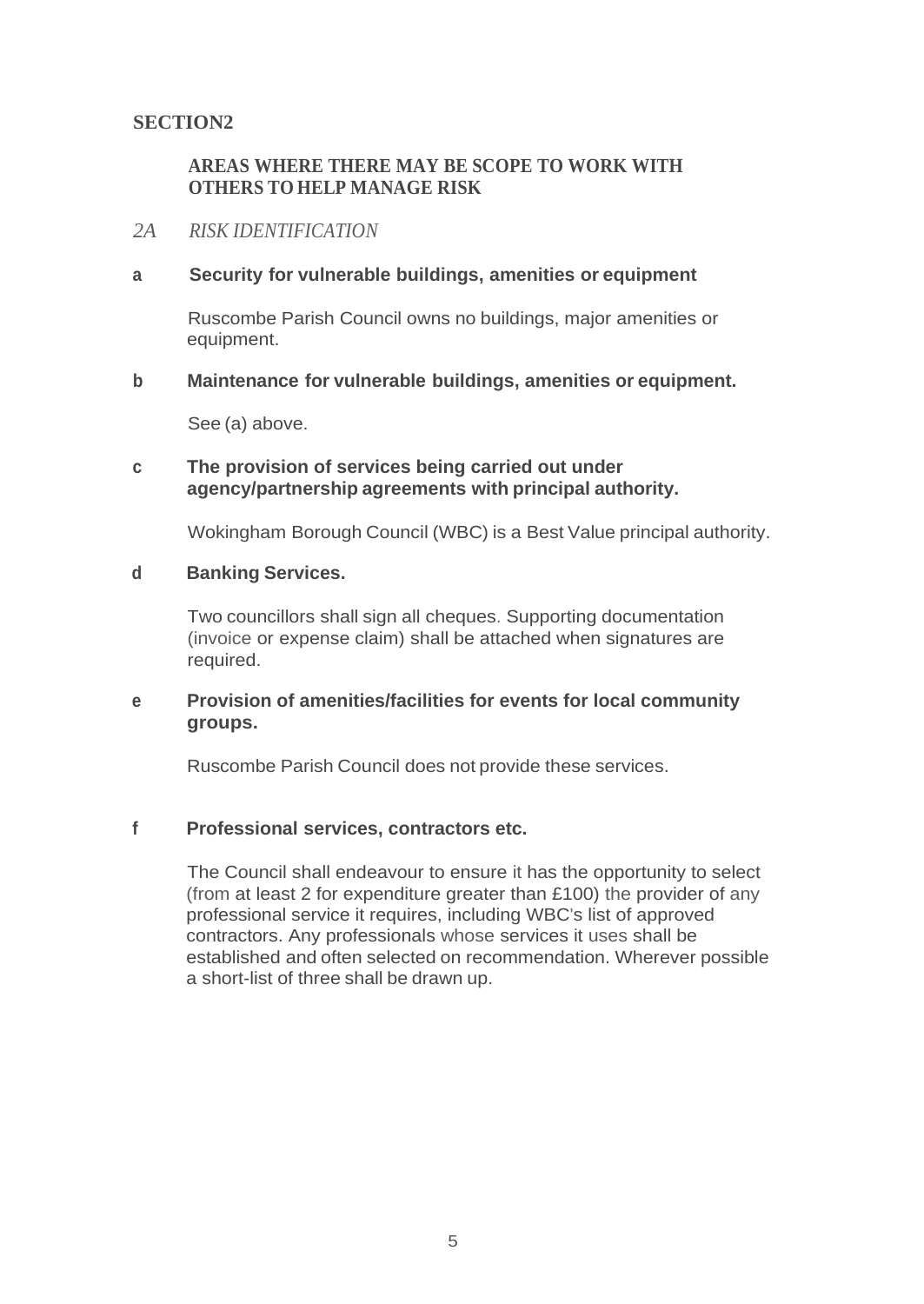## SECTION2

### AREAS WHERE THERE MAY BE SCOPE TO WORK WITH OTHERS TO HELP MANAGE RISK

*2A RISK IDENTIFICATION*

**a Security for vulnerable buildings, amenities or equipment**

Ruscombe Parish Council owns no buildings, major amenities or equipment.

**b Maintenance for vulnerable buildings, amenities or equipment.**

See (a) above.

**c The provision of services being carried out under agency/partnership agreements with principal authority.**

Wokingham Borough Council (WBC) is a Best Value principal authority.

**d Banking Services.**

Two councillors shall sign all cheques. Supporting documentation (invoice or expense claim) shall be attached when signatures are required.

**e Provision of amenities/facilities for events for local community groups.**

Ruscombe Parish Council does not provide these services.

**f Professional services, contractors etc.**

The Council shall endeavour to ensure it has the opportunity to select (from at least 2 for expenditure greater than £100) the provider of any professional service it requires, including WBC's list of approved contractors. Any professionals whose services it uses shall be established and often selected on recommendation. Wherever possible a short-list of three shall be drawn up.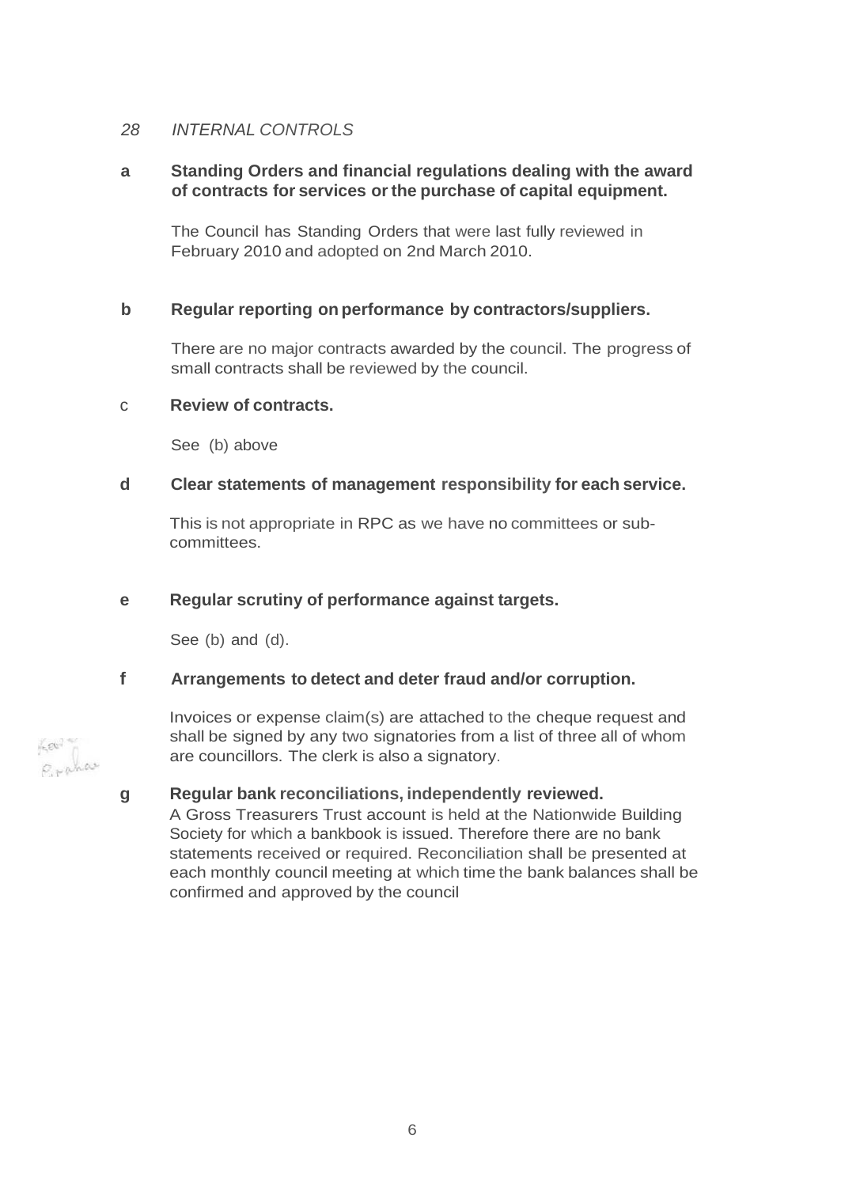## *28 INTERNAL CONTROLS*

**a Standing Orders and financial regulations dealing with the award of contracts for services or the purchase of capital equipment.**

The Council has Standing Orders that were last fully reviewed in February 2010 and adopted on 2nd March 2010.

**b Regular reporting on performance by contractors/suppliers.**

There are no major contracts awarded by the council. The progress of small contracts shall be reviewed by the council.

c **Review of contracts.**

See (b) above

**d Clear statements of management responsibility for each service.**

This is not appropriate in RPC as we have no committees or sub-committees.

**e Regular scrutiny of performance against targets.**

See (b) and (d).

**f Arrangements to detect and deter fraud and/or corruption.**

Invoices or expense claim(s) are attached to the cheque request and shall be signed by any two signatories from a list of three all of whom are councillors. The clerk is also a signatory.

**g Regular bank reconciliations, independently reviewed.**

A Gross Treasurers Trust account is held at the Nationwide Building Society for which a bankbook is issued. Therefore there are no bank statements received or required. Reconciliation shall be presented at each monthly council meeting at which time the bank balances shall be confirmed and approved by the council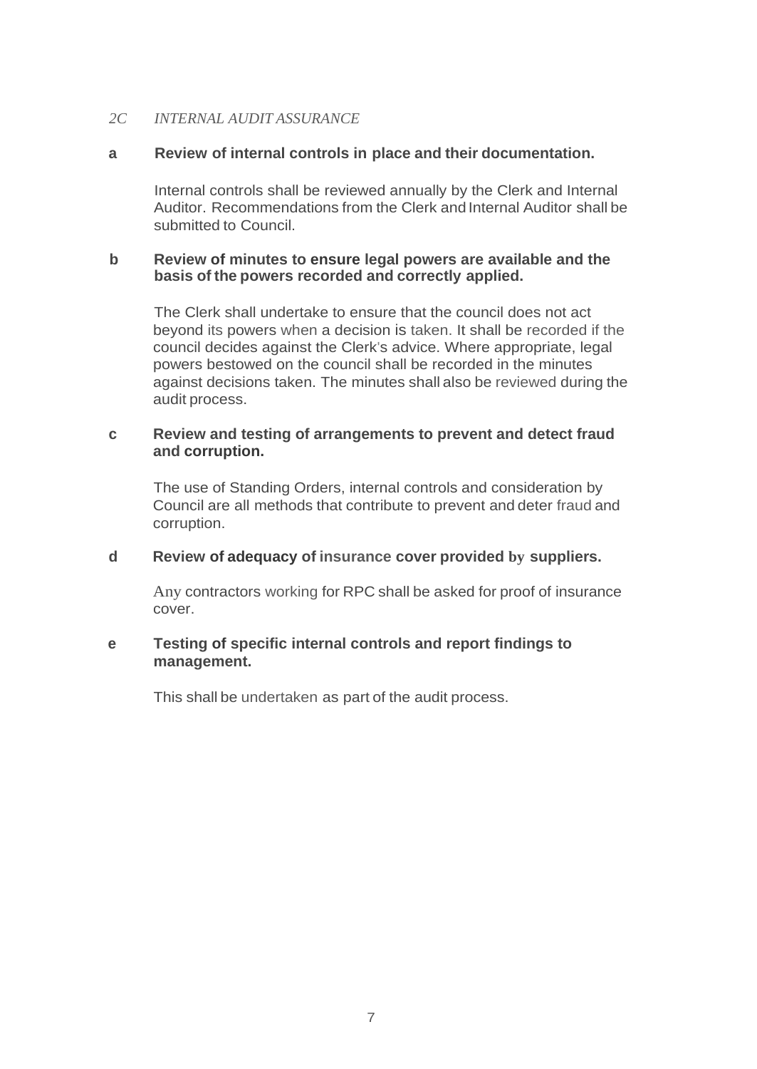*2C INTERNAL AUDIT ASSURANCE*

**a Review of internal controls in place and their documentation.**

Internal controls shall be reviewed annually by the Clerk and Internal Auditor. Recommendations from the Clerk and Internal Auditor shall be submitted to Council.

**b Review of minutes to ensure legal powers are available and the basis of the powers recorded and correctly applied.**

The Clerk shall undertake to ensure that the council does not act beyond its powers when a decision is taken. It shall be recorded if the council decides against the Clerk's advice. Where appropriate, legal powers bestowed on the council shall be recorded in the minutes against decisions taken. The minutes shall also be reviewed during the audit process.

**c Review and testing of arrangements to prevent and detect fraud and corruption.**

The use of Standing Orders, internal controls and consideration by Council are all methods that contribute to prevent and deter fraud and corruption.

**d Review of adequacy of insurance cover provided by suppliers.**

Any contractors working for RPC shall be asked for proof of insurance cover.

**e Testing of specific internal controls and report findings to management.**

This shall be undertaken as part of the audit process.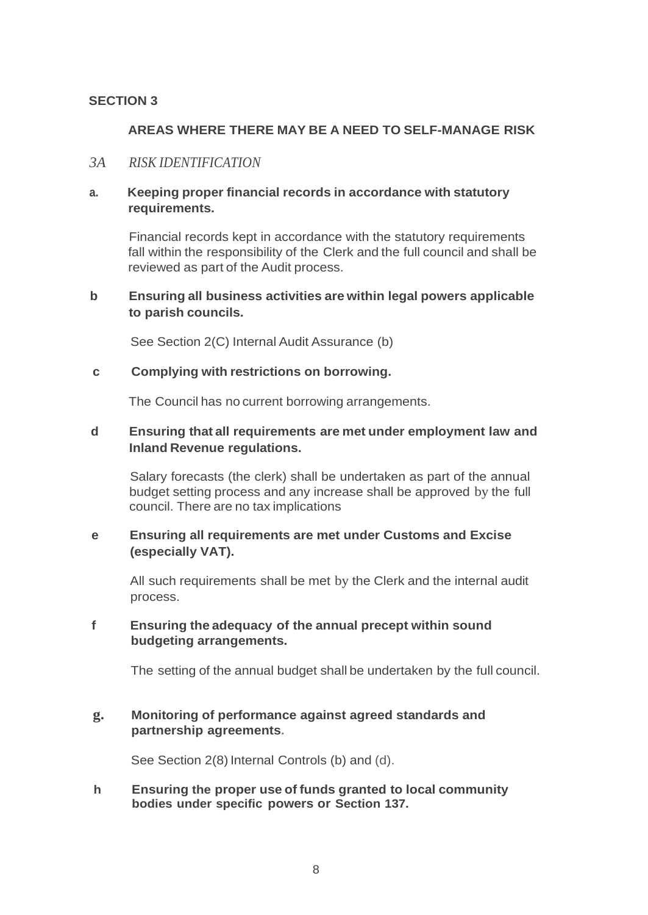**SECTION 3**

**AREAS WHERE THERE MAY BE A NEED TO SELF-MANAGE RISK**

*3A RISK IDENTIFICATION*

**a. Keeping proper financial records in accordance with statutory requirements.**

Financial records kept in accordance with the statutory requirements fall within the responsibility of the Clerk and the full council and shall be reviewed as part of the Audit process.

**b Ensuring all business activities are within legal powers applicable to parish councils.**

See Section 2(C) Internal Audit Assurance (b)

**c Complying with restrictions on borrowing.**

The Council has no current borrowing arrangements.

**d Ensuring that all requirements are met under employment law and Inland Revenue regulations.**

Salary forecasts (the clerk) shall be undertaken as part of the annual budget setting process and any increase shall be approved by the full council. There are no tax implications

**e Ensuring all requirements are met under Customs and Excise (especially VAT).**

All such requirements shall be met by the Clerk and the internal audit process.

**f Ensuring the adequacy of the annual precept within sound budgeting arrangements.**

The setting of the annual budget shall be undertaken by the full council.

**g. Monitoring of performance against agreed standards and partnership agreements.**

See Section 2(8) Internal Controls (b) and (d).

**h Ensuring the proper use of funds granted to local community bodies under specific powers or Section 137.**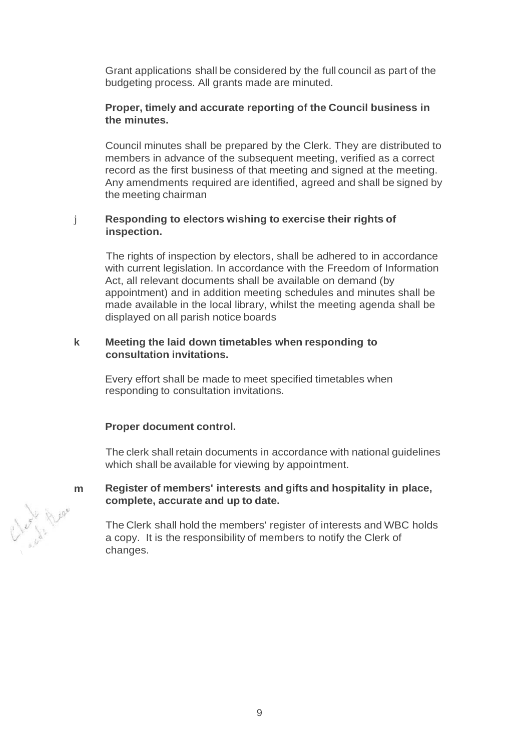Grant applications shall be considered by the full council as part of the budgeting process. All grants made are minuted.

**Proper, timely and accurate reporting of the Council business in the minutes.**

Council minutes shall be prepared by the Clerk. They are distributed to members in advance of the subsequent meeting, verified as a correct record as the first business of that meeting and signed at the meeting. Any amendments required are identified, agreed and shall be signed by the meeting chairman

j **Responding to electors wishing to exercise their rights of inspection.**

The rights of inspection by electors, shall be adhered to in accordance with current legislation. In accordance with the Freedom of Information Act, all relevant documents shall be available on demand (by appointment) and in addition meeting schedules and minutes shall be made available in the local library, whilst the meeting agenda shall be displayed on all parish notice boards

**k Meeting the laid down timetables when responding to consultation invitations.**

Every effort shall be made to meet specified timetables when responding to consultation invitations.

**Proper document control.**

The clerk shall retain documents in accordance with national guidelines which shall be available for viewing by appointment.

**m Register of members' interests and gifts and hospitality in place, complete, accurate and up to date.**

The Clerk shall hold the members' register of interests and WBC holds a copy. It is the responsibility of members to notify the Clerk of changes.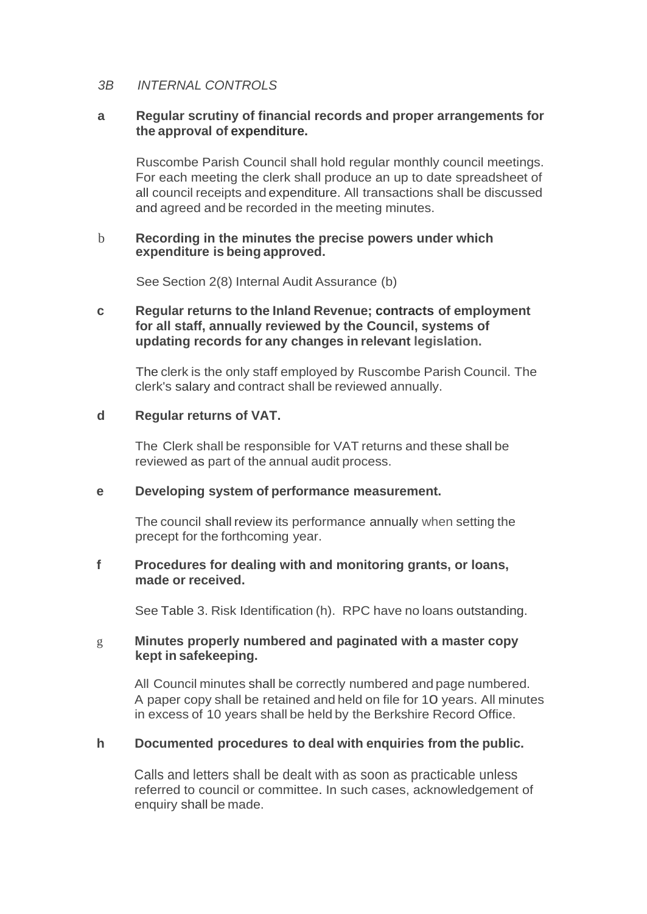### *3B INTERNAL CONTROLS*

**a Regular scrutiny of financial records and proper arrangements for the approval of expenditure.**

Ruscombe Parish Council shall hold regular monthly council meetings. For each meeting the clerk shall produce an up to date spreadsheet of all council receipts and expenditure. All transactions shall be discussed and agreed and be recorded in the meeting minutes.

**b Recording in the minutes the precise powers under which expenditure is being approved.**

See Section 2(8) Internal Audit Assurance (b)

**c Regular returns to the Inland Revenue; contracts of employment for all staff, annually reviewed by the Council, systems of updating records for any changes in relevant legislation.**

The clerk is the only staff employed by Ruscombe Parish Council. The clerk's salary and contract shall be reviewed annually.

**d Regular returns of VAT.**

The Clerk shall be responsible for VAT returns and these shall be reviewed as part of the annual audit process.

**e Developing system of performance measurement.**

The council shall review its performance annually when setting the precept for the forthcoming year.

**f Procedures for dealing with and monitoring grants, or loans, made or received.**

See Table 3. Risk Identification (h). RPC have no loans outstanding.

**g Minutes properly numbered and paginated with a master copy kept in safekeeping.**

All Council minutes shall be correctly numbered and page numbered. A paper copy shall be retained and held on file for 10 years. All minutes in excess of 10 years shall be held by the Berkshire Record Office.

**h Documented procedures to deal with enquiries from the public.**

Calls and letters shall be dealt with as soon as practicable unless referred to council or committee. In such cases, acknowledgement of enquiry shall be made.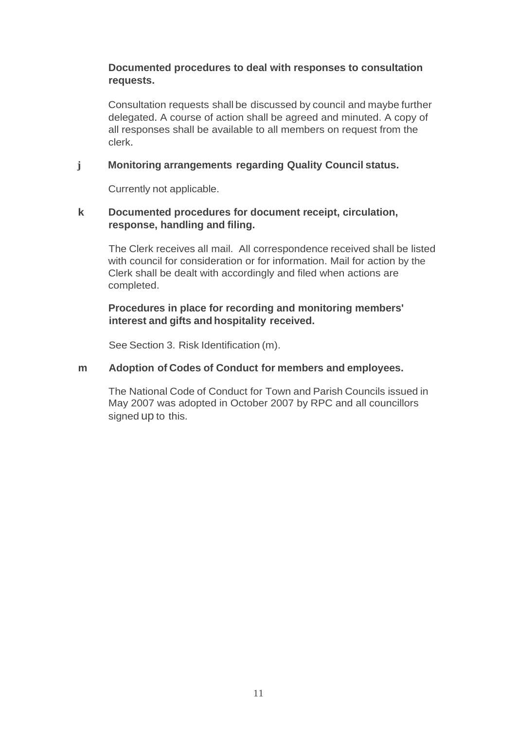**Documented procedures to deal with responses to consultation requests.**

Consultation requests shall be discussed by council and maybe further delegated. A course of action shall be agreed and minuted. A copy of all responses shall be available to all members on request from the clerk.

**j Monitoring arrangements regarding Quality Council status.**

Currently not applicable.

**k Documented procedures for document receipt, circulation, response, handling and filing.**

The Clerk receives all mail. All correspondence received shall be listed with council for consideration or for information. Mail for action by the Clerk shall be dealt with accordingly and filed when actions are completed.

**Procedures in place for recording and monitoring members' interest and gifts and hospitality received.**

See Section 3. Risk Identification (m).

**m Adoption of Codes of Conduct for members and employees.**

The National Code of Conduct for Town and Parish Councils issued in May 2007 was adopted in October 2007 by RPC and all councillors signed up to this.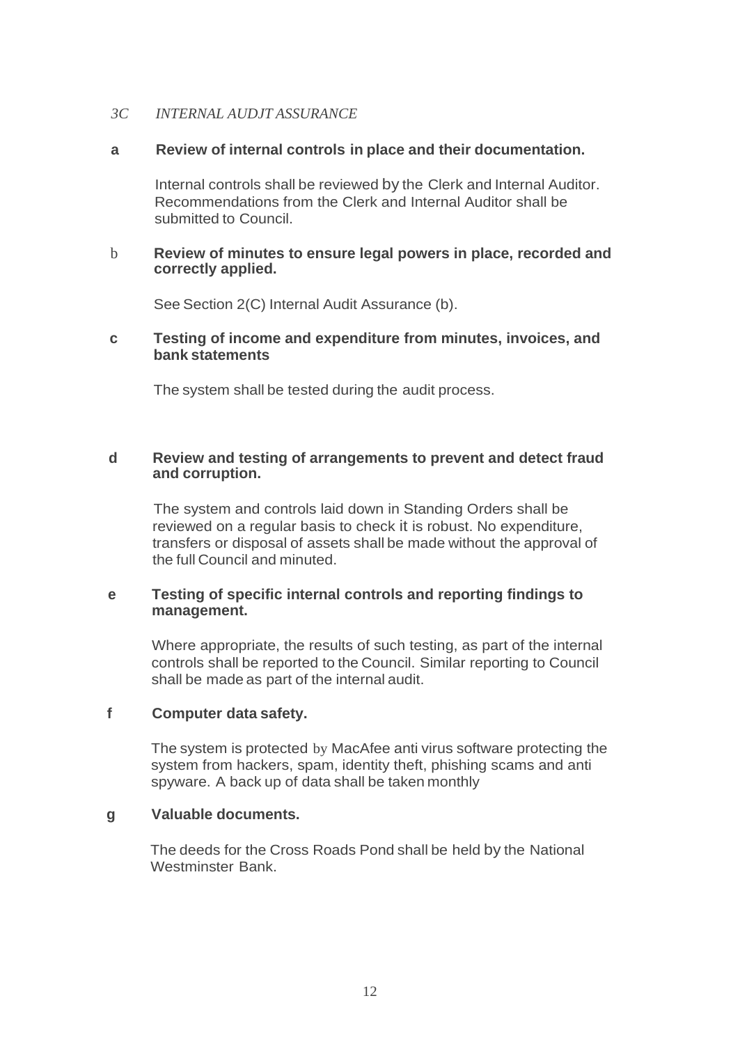*3C INTERNAL AUDJT ASSURANCE*

**a Review of internal controls in place and their documentation.**

Internal controls shall be reviewed by the Clerk and Internal Auditor. Recommendations from the Clerk and Internal Auditor shall be submitted to Council.

**b Review of minutes to ensure legal powers in place, recorded and correctly applied.**

See Section 2(C) Internal Audit Assurance (b).

**c Testing of income and expenditure from minutes, invoices, and bank statements**

The system shall be tested during the audit process.

**d Review and testing of arrangements to prevent and detect fraud and corruption.**

The system and controls laid down in Standing Orders shall be reviewed on a regular basis to check it is robust. No expenditure, transfers or disposal of assets shall be made without the approval of the full Council and minuted.

**e Testing of specific internal controls and reporting findings to management.**

Where appropriate, the results of such testing, as part of the internal controls shall be reported to the Council. Similar reporting to Council shall be made as part of the internal audit.

**f Computer data safety.**

The system is protected by MacAfee anti virus software protecting the system from hackers, spam, identity theft, phishing scams and anti spyware. A back up of data shall be taken monthly

**g Valuable documents.**

The deeds for the Cross Roads Pond shall be held by the National Westminster Bank.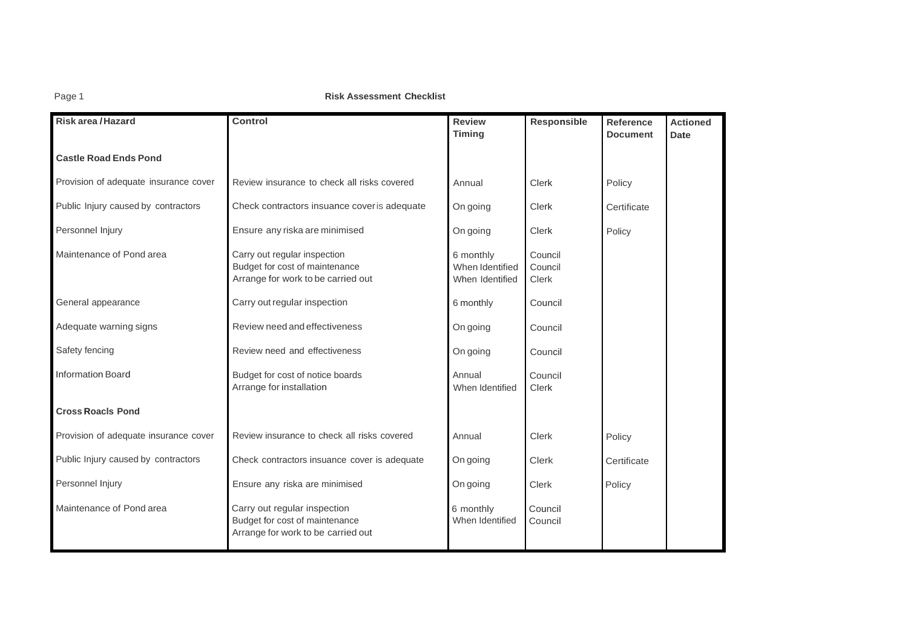**Risk Assessment Checklist**

| Risk area / Hazard | Control | Review Timing | Responsible | Reference Document | Actioned Date |
|---|---|---|---|---|---|
| **Castle Road Ends Pond** | | | | | |
| Provision of adequate insurance cover | Review insurance to check all risks covered | Annual | Clerk | Policy | |
| Public Injury caused by contractors | Check contractors insuance coveris adequate | On going | Clerk | Certificate | |
| Personnel Injury | Ensure any riska are minimised | On going | Clerk | Policy | |
| Maintenance of Pond area | Carry out regular inspection<br>Budget for cost of maintenance<br>Arrange for work to be carried out | 6 monthly<br>When Identified<br>When Identified | Council<br>Council<br>Clerk | | |
| General appearance | Carry out regular inspection | 6 monthly | Council | | |
| Adequate warning signs | Review need and effectiveness | On going | Council | | |
| Safety fencing | Review need and effectiveness | On going | Council | | |
| Information Board | Budget for cost of notice boards<br>Arrange for installation | Annual<br>When Identified | Council<br>Clerk | | |
| **Cross Roacls Pond** | | | | | |
| Provision of adequate insurance cover | Review insurance to check all risks covered | Annual | Clerk | Policy | |
| Public Injury caused by contractors | Check contractors insuance cover is adequate | On going | Clerk | Certificate | |
| Personnel Injury | Ensure any riska are minimised | On going | Clerk | Policy | |
| Maintenance of Pond area | Carry out regular inspection<br>Budget for cost of maintenance<br>Arrange for work to be carried out | 6 monthly<br>When Identified | Council<br>Council | | |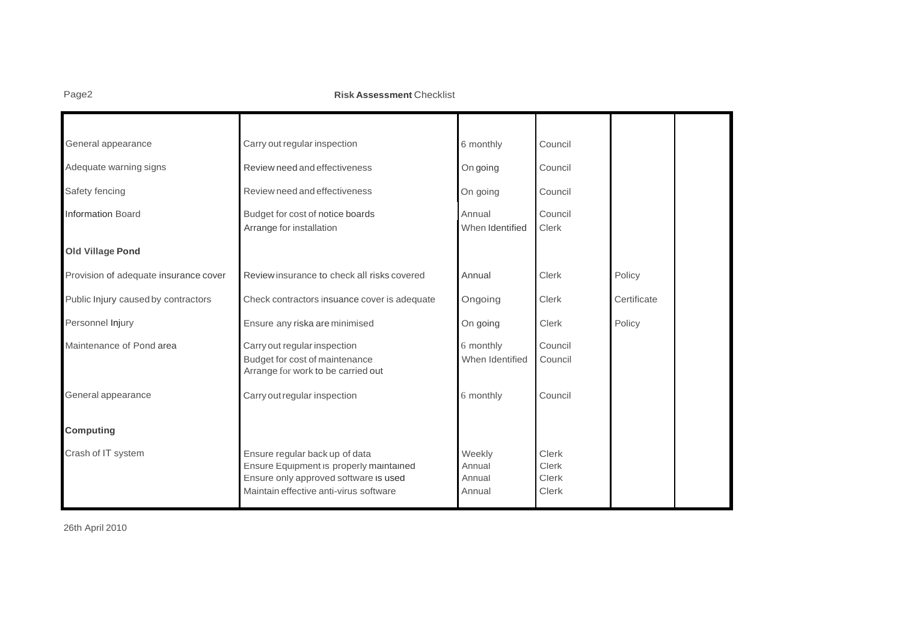| | | | | | |
|---|---|---|---|---|---|
| General appearance | Carry out regular inspection | 6 monthly | Council | | |
| Adequate warning signs | Review need and effectiveness | On going | Council | | |
| Safety fencing | Review need and effectiveness | On going | Council | | |
| Information Board | Budget for cost of notice boards<br>Arrange for installation | Annual<br>When Identified | Council<br>Clerk | | |
| **Old Village Pond** | | | | | |
| Provision of adequate insurance cover | Review insurance to check all risks covered | Annual | Clerk | Policy | |
| Public Injury caused by contractors | Check contractors insuance cover is adequate | Ongoing | Clerk | Certificate | |
| Personnel Injury | Ensure any riska are minimised | On going | Clerk | Policy | |
| Maintenance of Pond area | Carry out regular inspection<br>Budget for cost of maintenance<br>Arrange for work to be carried out | 6 monthly<br>When Identified | Council<br>Council | | |
| General appearance | Carry out regular inspection | 6 monthly | Council | | |
| **Computing** | | | | | |
| Crash of IT system | Ensure regular back up of data<br>Ensure Equipment is properly maintained<br>Ensure only approved software is used<br>Maintain effective anti-virus software | Weekly<br>Annual<br>Annual<br>Annual | Clerk<br>Clerk<br>Clerk<br>Clerk | | |

26th April 2010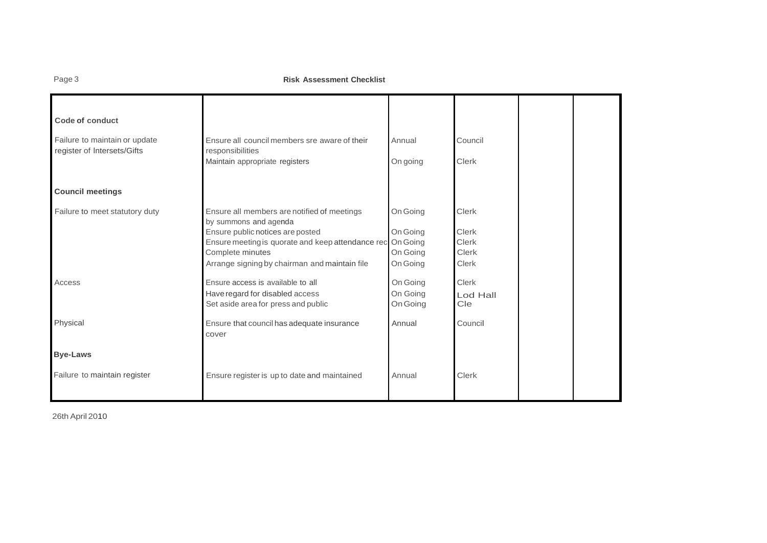**Risk Assessment Checklist**

| | | | | | |
|---|---|---|---|---|---|
| **Code of conduct** | | | | | |
| Failure to maintain or update register of Intersets/Gifts | Ensure all council members sre aware of their responsibilities | Annual | Council | | |
| | Maintain appropriate registers | On going | Clerk | | |
| **Council meetings** | | | | | |
| Failure to meet statutory duty | Ensure all members are notified of meetings by summons and agenda | On Going | Clerk | | |
| | Ensure public notices are posted | On Going | Clerk | | |
| | Ensure meeting is quorate and keep attendance rec | On Going | Clerk | | |
| | Complete minutes | On Going | Clerk | | |
| | Arrange signing by chairman and maintain file | On Going | Clerk | | |
| Access | Ensure access is available to all | On Going | Clerk | | |
| | Have regard for disabled access | On Going | Lod Hall | | |
| | Set aside area for press and public | On Going | Cle | | |
| Physical | Ensure that council has adequate insurance cover | Annual | Council | | |
| **Bye-Laws** | | | | | |
| Failure to maintain register | Ensure register is up to date and maintained | Annual | Clerk | | |

26th April 2010